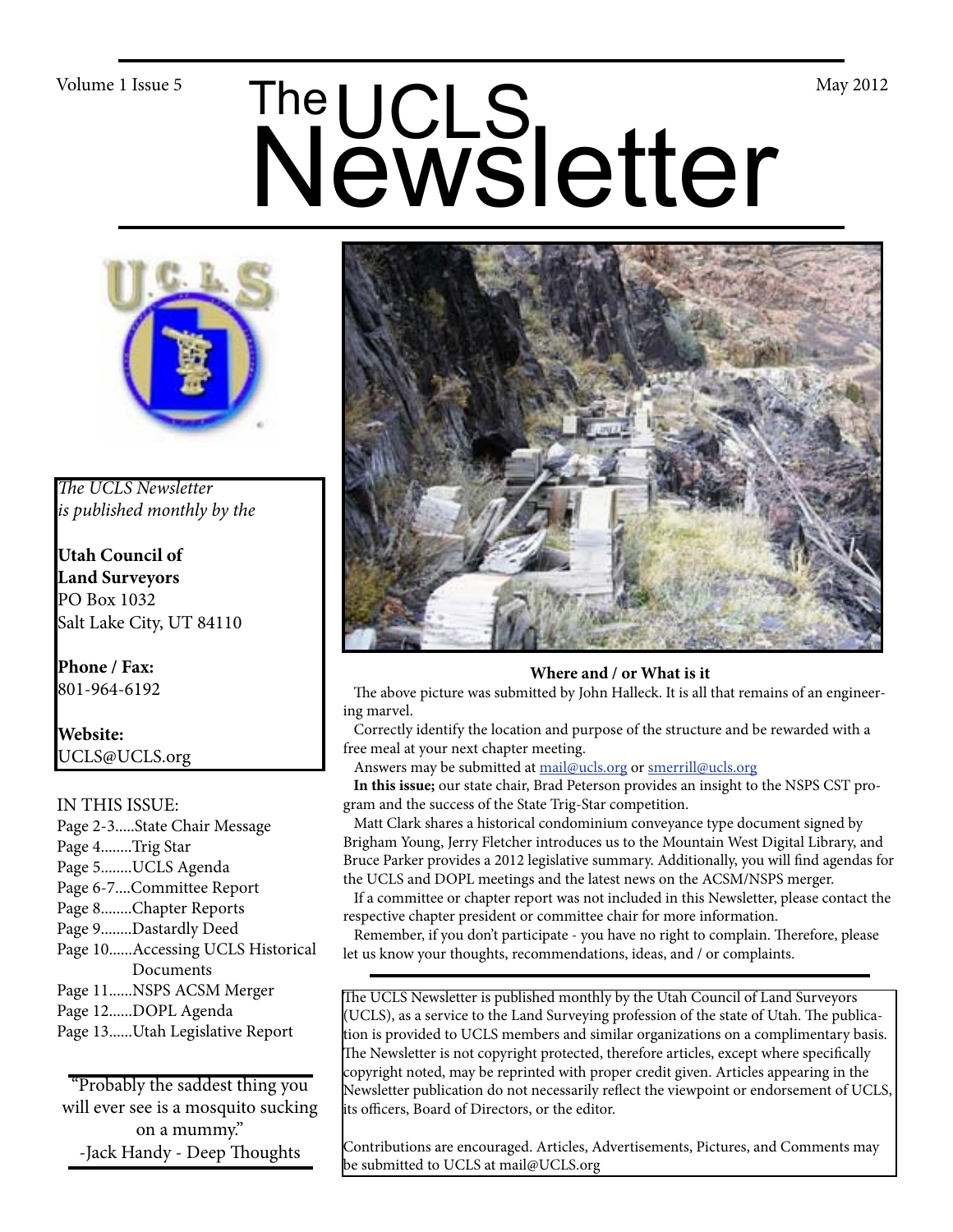Volume 1 Issue 5 May 2012

# The UCLS Newsletter

*The UCLS Newsletter is published monthly by the*

**Utah Council of Land Surveyors**
PO Box 1032
Salt Lake City, UT 84110

**Phone / Fax:**
801-964-6192

**Website:**
UCLS@UCLS.org

IN THIS ISSUE:

- Page 2-3.....State Chair Message
- Page 4........Trig Star
- Page 5........UCLS Agenda
- Page 6-7....Committee Report
- Page 8........Chapter Reports
- Page 9........Dastardly Deed
- Page 10......Accessing UCLS Historical Documents
- Page 11......NSPS ACSM Merger
- Page 12......DOPL Agenda
- Page 13......Utah Legislative Report

"Probably the saddest thing you will ever see is a mosquito sucking on a mummy."
-Jack Handy - Deep Thoughts

**Where and / or What is it**

The above picture was submitted by John Halleck. It is all that remains of an engineering marvel.

Correctly identify the location and purpose of the structure and be rewarded with a free meal at your next chapter meeting.

Answers may be submitted at mail@ucls.org or smerrill@ucls.org

**In this issue;** our state chair, Brad Peterson provides an insight to the NSPS CST program and the success of the State Trig-Star competition.

Matt Clark shares a historical condominium conveyance type document signed by Brigham Young, Jerry Fletcher introduces us to the Mountain West Digital Library, and Bruce Parker provides a 2012 legislative summary. Additionally, you will find agendas for the UCLS and DOPL meetings and the latest news on the ACSM/NSPS merger.

If a committee or chapter report was not included in this Newsletter, please contact the respective chapter president or committee chair for more information.

Remember, if you don't participate - you have no right to complain. Therefore, please let us know your thoughts, recommendations, ideas, and / or complaints.

The UCLS Newsletter is published monthly by the Utah Council of Land Surveyors (UCLS), as a service to the Land Surveying profession of the state of Utah. The publication is provided to UCLS members and similar organizations on a complimentary basis. The Newsletter is not copyright protected, therefore articles, except where specifically copyright noted, may be reprinted with proper credit given. Articles appearing in the Newsletter publication do not necessarily reflect the viewpoint or endorsement of UCLS, its officers, Board of Directors, or the editor.

Contributions are encouraged. Articles, Advertisements, Pictures, and Comments may be submitted to UCLS at mail@UCLS.org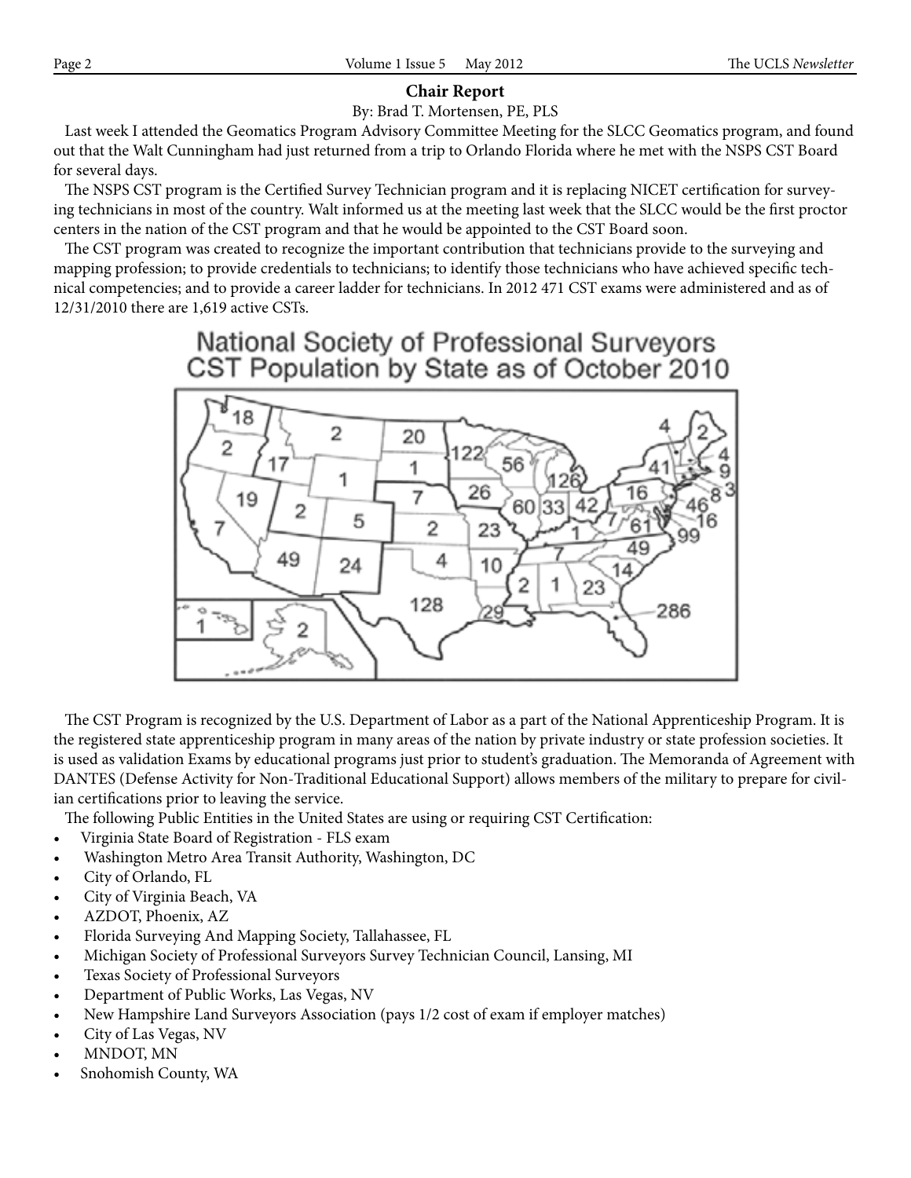## Chair Report

By: Brad T. Mortensen, PE, PLS

Last week I attended the Geomatics Program Advisory Committee Meeting for the SLCC Geomatics program, and found out that the Walt Cunningham had just returned from a trip to Orlando Florida where he met with the NSPS CST Board for several days.

The NSPS CST program is the Certified Survey Technician program and it is replacing NICET certification for surveying technicians in most of the country. Walt informed us at the meeting last week that the SLCC would be the first proctor centers in the nation of the CST program and that he would be appointed to the CST Board soon.

The CST program was created to recognize the important contribution that technicians provide to the surveying and mapping profession; to provide credentials to technicians; to identify those technicians who have achieved specific technical competencies; and to provide a career ladder for technicians. In 2012 471 CST exams were administered and as of 12/31/2010 there are 1,619 active CSTs.

National Society of Professional Surveyors CST Population by State as of October 2010

The CST Program is recognized by the U.S. Department of Labor as a part of the National Apprenticeship Program. It is the registered state apprenticeship program in many areas of the nation by private industry or state profession societies. It is used as validation Exams by educational programs just prior to student's graduation. The Memoranda of Agreement with DANTES (Defense Activity for Non-Traditional Educational Support) allows members of the military to prepare for civilian certifications prior to leaving the service.

The following Public Entities in the United States are using or requiring CST Certification:

- Virginia State Board of Registration - FLS exam
- Washington Metro Area Transit Authority, Washington, DC
- City of Orlando, FL
- City of Virginia Beach, VA
- AZDOT, Phoenix, AZ
- Florida Surveying And Mapping Society, Tallahassee, FL
- Michigan Society of Professional Surveyors Survey Technician Council, Lansing, MI
- Texas Society of Professional Surveyors
- Department of Public Works, Las Vegas, NV
- New Hampshire Land Surveyors Association (pays 1/2 cost of exam if employer matches)
- City of Las Vegas, NV
- MNDOT, MN
- Snohomish County, WA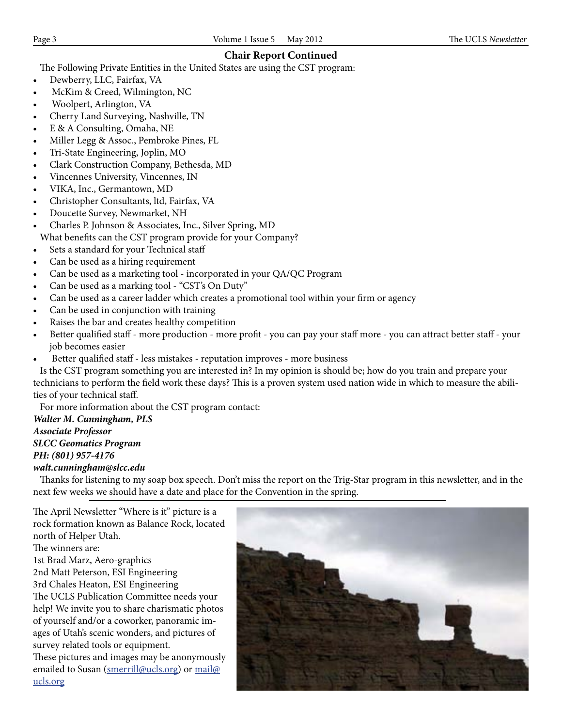## Chair Report Continued

The Following Private Entities in the United States are using the CST program:

- Dewberry, LLC, Fairfax, VA
- McKim & Creed, Wilmington, NC
- Woolpert, Arlington, VA
- Cherry Land Surveying, Nashville, TN
- E & A Consulting, Omaha, NE
- Miller Legg & Assoc., Pembroke Pines, FL
- Tri-State Engineering, Joplin, MO
- Clark Construction Company, Bethesda, MD
- Vincennes University, Vincennes, IN
- VIKA, Inc., Germantown, MD
- Christopher Consultants, ltd, Fairfax, VA
- Doucette Survey, Newmarket, NH
- Charles P. Johnson & Associates, Inc., Silver Spring, MD

What benefits can the CST program provide for your Company?

- Sets a standard for your Technical staff
- Can be used as a hiring requirement
- Can be used as a marketing tool - incorporated in your QA/QC Program
- Can be used as a marking tool - "CST's On Duty"
- Can be used as a career ladder which creates a promotional tool within your firm or agency
- Can be used in conjunction with training
- Raises the bar and creates healthy competition
- Better qualified staff - more production - more profit - you can pay your staff more - you can attract better staff - your job becomes easier
- Better qualified staff - less mistakes - reputation improves - more business

Is the CST program something you are interested in? In my opinion is should be; how do you train and prepare your technicians to perform the field work these days? This is a proven system used nation wide in which to measure the abilities of your technical staff.

For more information about the CST program contact:

***Walter M. Cunningham, PLS***
***Associate Professor***
***SLCC Geomatics Program***
***PH: (801) 957-4176***
***walt.cunningham@slcc.edu***

Thanks for listening to my soap box speech. Don't miss the report on the Trig-Star program in this newsletter, and in the next few weeks we should have a date and place for the Convention in the spring.

---

The April Newsletter "Where is it" picture is a rock formation known as Balance Rock, located north of Helper Utah.

The winners are:

1st Brad Marz, Aero-graphics
2nd Matt Peterson, ESI Engineering
3rd Chales Heaton, ESI Engineering

The UCLS Publication Committee needs your help! We invite you to share charismatic photos of yourself and/or a coworker, panoramic images of Utah's scenic wonders, and pictures of survey related tools or equipment.

These pictures and images may be anonymously emailed to Susan (smerrill@ucls.org) or mail@ucls.org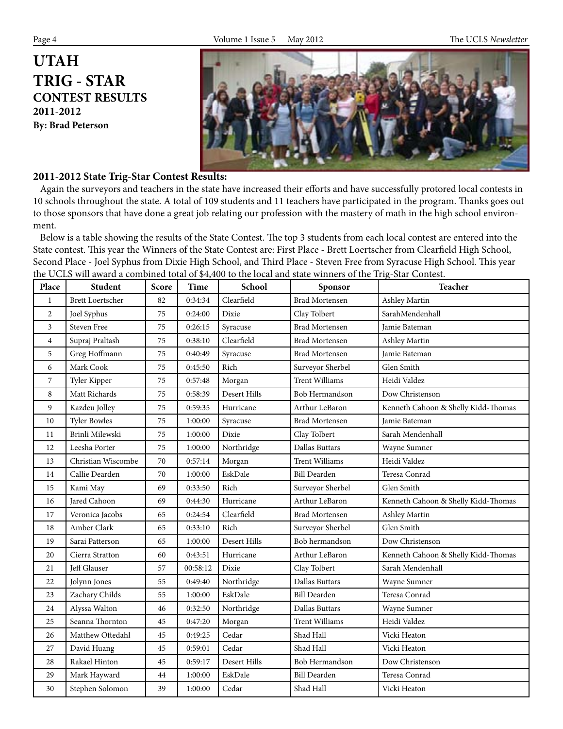# UTAH TRIG - STAR CONTEST RESULTS 2011-2012

**By: Brad Peterson**

### 2011-2012 State Trig-Star Contest Results:

Again the surveyors and teachers in the state have increased their efforts and have successfully protored local contests in 10 schools throughout the state. A total of 109 students and 11 teachers have participated in the program. Thanks goes out to those sponsors that have done a great job relating our profession with the mastery of math in the high school environment.

Below is a table showing the results of the State Contest. The top 3 students from each local contest are entered into the State contest. This year the Winners of the State Contest are: First Place - Brett Loertscher from Clearfield High School, Second Place - Joel Syphus from Dixie High School, and Third Place - Steven Free from Syracuse High School. This year the UCLS will award a combined total of $4,400 to the local and state winners of the Trig-Star Contest.

| Place | Student | Score | Time | School | Sponsor | Teacher |
|---|---|---|---|---|---|---|
| 1 | Brett Loertscher | 82 | 0:34:34 | Clearfield | Brad Mortensen | Ashley Martin |
| 2 | Joel Syphus | 75 | 0:24:00 | Dixie | Clay Tolbert | SarahMendenhall |
| 3 | Steven Free | 75 | 0:26:15 | Syracuse | Brad Mortensen | Jamie Bateman |
| 4 | Supraj Praltash | 75 | 0:38:10 | Clearfield | Brad Mortensen | Ashley Martin |
| 5 | Greg Hoffmann | 75 | 0:40:49 | Syracuse | Brad Mortensen | Jamie Bateman |
| 6 | Mark Cook | 75 | 0:45:50 | Rich | Surveyor Sherbel | Glen Smith |
| 7 | Tyler Kipper | 75 | 0:57:48 | Morgan | Trent Williams | Heidi Valdez |
| 8 | Matt Richards | 75 | 0:58:39 | Desert Hills | Bob Hermandson | Dow Christenson |
| 9 | Kazdeu Jolley | 75 | 0:59:35 | Hurricane | Arthur LeBaron | Kenneth Cahoon & Shelly Kidd-Thomas |
| 10 | Tyler Bowles | 75 | 1:00:00 | Syracuse | Brad Mortensen | Jamie Bateman |
| 11 | Brinli Milewski | 75 | 1:00:00 | Dixie | Clay Tolbert | Sarah Mendenhall |
| 12 | Leesha Porter | 75 | 1:00:00 | Northridge | Dallas Buttars | Wayne Sumner |
| 13 | Christian Wiscombe | 70 | 0:57:14 | Morgan | Trent Williams | Heidi Valdez |
| 14 | Callie Dearden | 70 | 1:00:00 | EskDale | Bill Dearden | Teresa Conrad |
| 15 | Kami May | 69 | 0:33:50 | Rich | Surveyor Sherbel | Glen Smith |
| 16 | Jared Cahoon | 69 | 0:44:30 | Hurricane | Arthur LeBaron | Kenneth Cahoon & Shelly Kidd-Thomas |
| 17 | Veronica Jacobs | 65 | 0:24:54 | Clearfield | Brad Mortensen | Ashley Martin |
| 18 | Amber Clark | 65 | 0:33:10 | Rich | Surveyor Sherbel | Glen Smith |
| 19 | Sarai Patterson | 65 | 1:00:00 | Desert Hills | Bob hermandson | Dow Christenson |
| 20 | Cierra Stratton | 60 | 0:43:51 | Hurricane | Arthur LeBaron | Kenneth Cahoon & Shelly Kidd-Thomas |
| 21 | Jeff Glauser | 57 | 00:58:12 | Dixie | Clay Tolbert | Sarah Mendenhall |
| 22 | Jolynn Jones | 55 | 0:49:40 | Northridge | Dallas Buttars | Wayne Sumner |
| 23 | Zachary Childs | 55 | 1:00:00 | EskDale | Bill Dearden | Teresa Conrad |
| 24 | Alyssa Walton | 46 | 0:32:50 | Northridge | Dallas Buttars | Wayne Sumner |
| 25 | Seanna Thornton | 45 | 0:47:20 | Morgan | Trent Williams | Heidi Valdez |
| 26 | Matthew Oftedahl | 45 | 0:49:25 | Cedar | Shad Hall | Vicki Heaton |
| 27 | David Huang | 45 | 0:59:01 | Cedar | Shad Hall | Vicki Heaton |
| 28 | Rakael Hinton | 45 | 0:59:17 | Desert Hills | Bob Hermandson | Dow Christenson |
| 29 | Mark Hayward | 44 | 1:00:00 | EskDale | Bill Dearden | Teresa Conrad |
| 30 | Stephen Solomon | 39 | 1:00:00 | Cedar | Shad Hall | Vicki Heaton |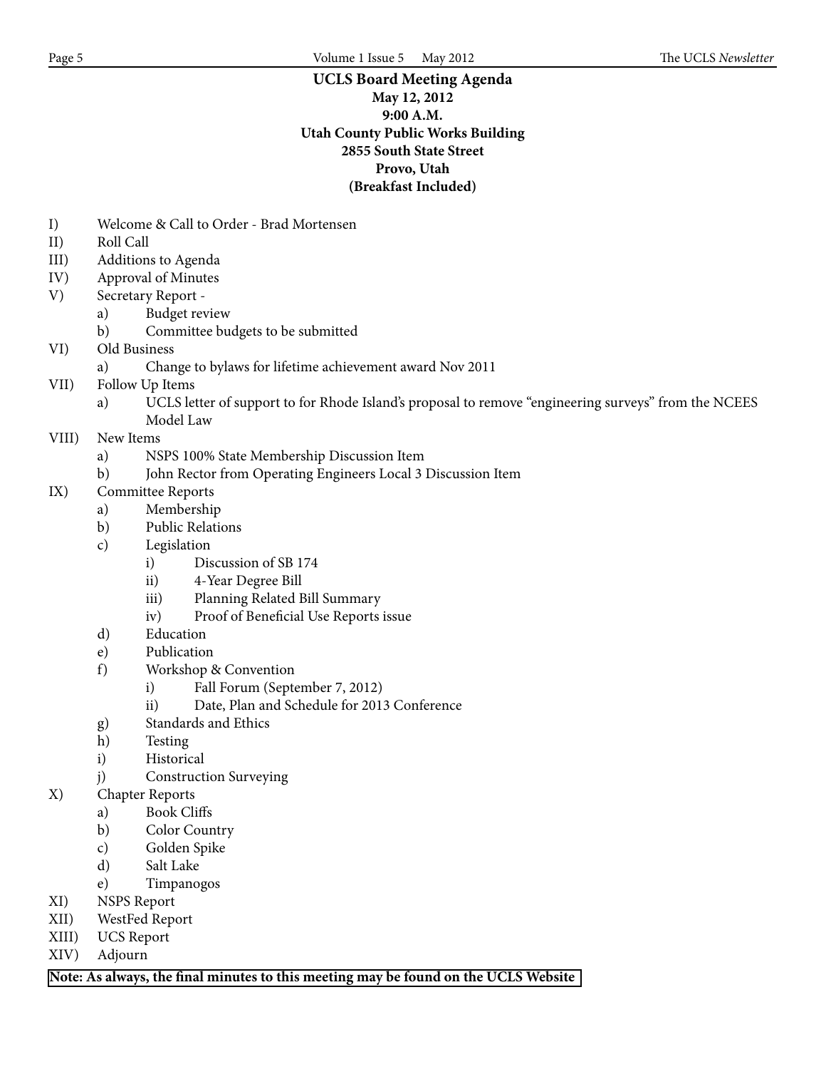**UCLS Board Meeting Agenda**
**May 12, 2012**
**9:00 A.M.**
**Utah County Public Works Building**
**2855 South State Street**
**Provo, Utah**
**(Breakfast Included)**

I) Welcome & Call to Order - Brad Mortensen
II) Roll Call
III) Additions to Agenda
IV) Approval of Minutes
V) Secretary Report -
  a) Budget review
  b) Committee budgets to be submitted
VI) Old Business
  a) Change to bylaws for lifetime achievement award Nov 2011
VII) Follow Up Items
  a) UCLS letter of support to for Rhode Island's proposal to remove "engineering surveys" from the NCEES Model Law
VIII) New Items
  a) NSPS 100% State Membership Discussion Item
  b) John Rector from Operating Engineers Local 3 Discussion Item
IX) Committee Reports
  a) Membership
  b) Public Relations
  c) Legislation
    i) Discussion of SB 174
    ii) 4-Year Degree Bill
    iii) Planning Related Bill Summary
    iv) Proof of Beneficial Use Reports issue
  d) Education
  e) Publication
  f) Workshop & Convention
    i) Fall Forum (September 7, 2012)
    ii) Date, Plan and Schedule for 2013 Conference
  g) Standards and Ethics
  h) Testing
  i) Historical
  j) Construction Surveying
X) Chapter Reports
  a) Book Cliffs
  b) Color Country
  c) Golden Spike
  d) Salt Lake
  e) Timpanogos
XI) NSPS Report
XII) WestFed Report
XIII) UCS Report
XIV) Adjourn

**Note: As always, the final minutes to this meeting may be found on the UCLS Website**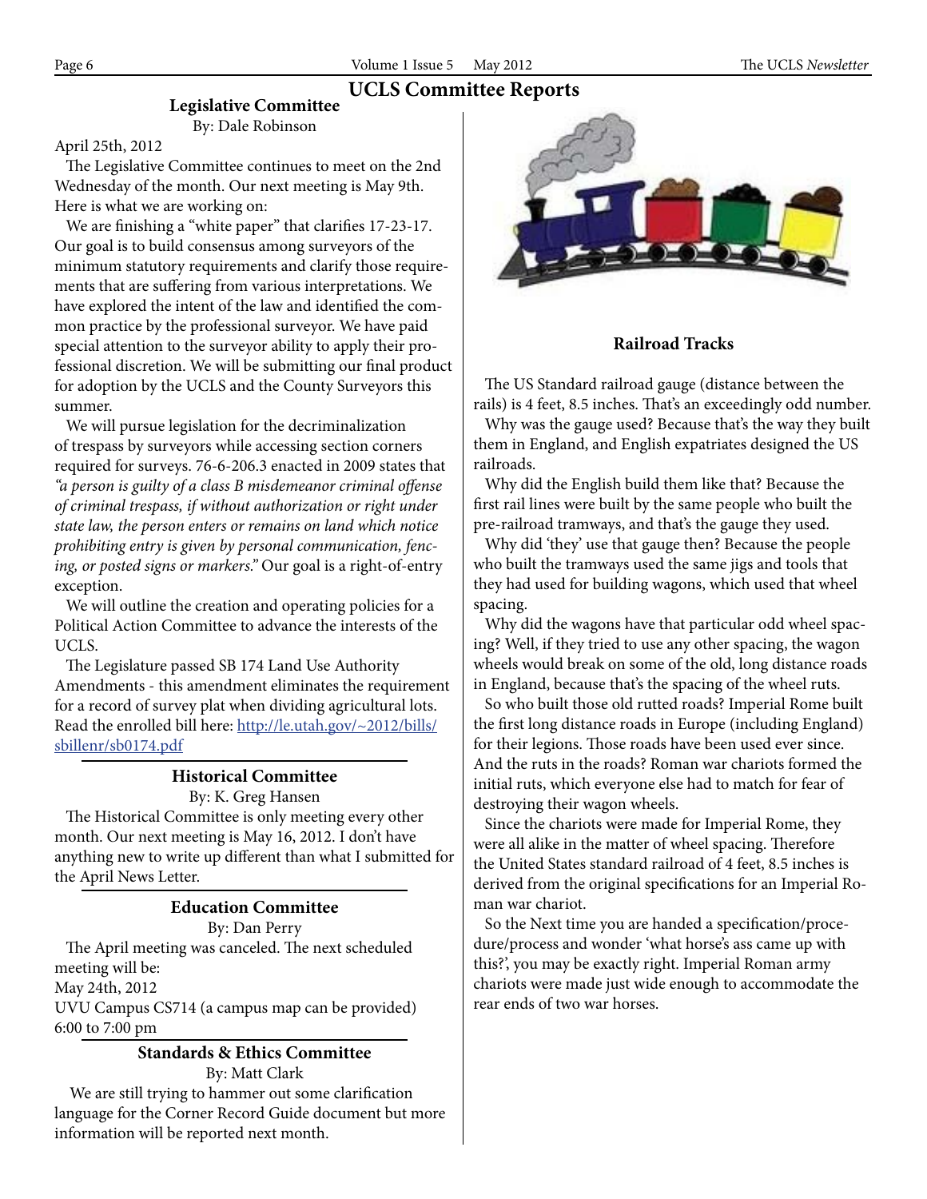# UCLS Committee Reports

## Legislative Committee

By: Dale Robinson

April 25th, 2012

The Legislative Committee continues to meet on the 2nd Wednesday of the month. Our next meeting is May 9th. Here is what we are working on:

We are finishing a "white paper" that clarifies 17-23-17. Our goal is to build consensus among surveyors of the minimum statutory requirements and clarify those requirements that are suffering from various interpretations. We have explored the intent of the law and identified the common practice by the professional surveyor. We have paid special attention to the surveyor ability to apply their professional discretion. We will be submitting our final product for adoption by the UCLS and the County Surveyors this summer.

We will pursue legislation for the decriminalization of trespass by surveyors while accessing section corners required for surveys. 76-6-206.3 enacted in 2009 states that *"a person is guilty of a class B misdemeanor criminal offense of criminal trespass, if without authorization or right under state law, the person enters or remains on land which notice prohibiting entry is given by personal communication, fencing, or posted signs or markers."* Our goal is a right-of-entry exception.

We will outline the creation and operating policies for a Political Action Committee to advance the interests of the UCLS.

The Legislature passed SB 174 Land Use Authority Amendments - this amendment eliminates the requirement for a record of survey plat when dividing agricultural lots. Read the enrolled bill here: http://le.utah.gov/~2012/bills/sbillenr/sb0174.pdf

## Historical Committee

By: K. Greg Hansen

The Historical Committee is only meeting every other month. Our next meeting is May 16, 2012. I don't have anything new to write up different than what I submitted for the April News Letter.

## Education Committee

By: Dan Perry

The April meeting was canceled. The next scheduled meeting will be:
May 24th, 2012
UVU Campus CS714 (a campus map can be provided)
6:00 to 7:00 pm

## Standards & Ethics Committee

By: Matt Clark

We are still trying to hammer out some clarification language for the Corner Record Guide document but more information will be reported next month.

## Railroad Tracks

The US Standard railroad gauge (distance between the rails) is 4 feet, 8.5 inches. That's an exceedingly odd number.

Why was the gauge used? Because that's the way they built them in England, and English expatriates designed the US railroads.

Why did the English build them like that? Because the first rail lines were built by the same people who built the pre-railroad tramways, and that's the gauge they used.

Why did 'they' use that gauge then? Because the people who built the tramways used the same jigs and tools that they had used for building wagons, which used that wheel spacing.

Why did the wagons have that particular odd wheel spacing? Well, if they tried to use any other spacing, the wagon wheels would break on some of the old, long distance roads in England, because that's the spacing of the wheel ruts.

So who built those old rutted roads? Imperial Rome built the first long distance roads in Europe (including England) for their legions. Those roads have been used ever since. And the ruts in the roads? Roman war chariots formed the initial ruts, which everyone else had to match for fear of destroying their wagon wheels.

Since the chariots were made for Imperial Rome, they were all alike in the matter of wheel spacing. Therefore the United States standard railroad of 4 feet, 8.5 inches is derived from the original specifications for an Imperial Roman war chariot.

So the Next time you are handed a specification/procedure/process and wonder 'what horse's ass came up with this?', you may be exactly right. Imperial Roman army chariots were made just wide enough to accommodate the rear ends of two war horses.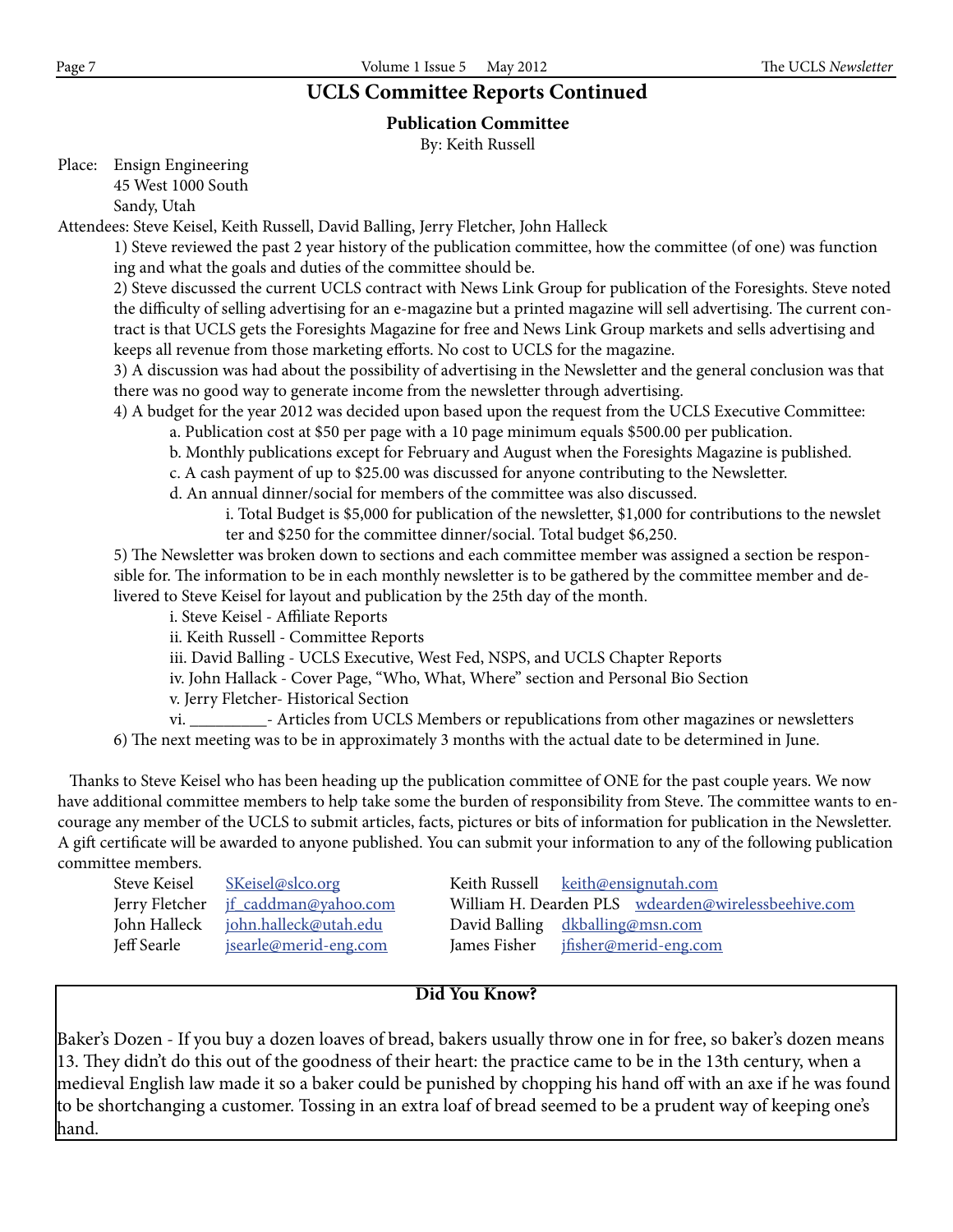# UCLS Committee Reports Continued

## Publication Committee

By: Keith Russell

Place: Ensign Engineering
45 West 1000 South
Sandy, Utah

Attendees: Steve Keisel, Keith Russell, David Balling, Jerry Fletcher, John Halleck

1) Steve reviewed the past 2 year history of the publication committee, how the committee (of one) was functioning and what the goals and duties of the committee should be.

2) Steve discussed the current UCLS contract with News Link Group for publication of the Foresights. Steve noted the difficulty of selling advertising for an e-magazine but a printed magazine will sell advertising. The current contract is that UCLS gets the Foresights Magazine for free and News Link Group markets and sells advertising and keeps all revenue from those marketing efforts. No cost to UCLS for the magazine.

3) A discussion was had about the possibility of advertising in the Newsletter and the general conclusion was that there was no good way to generate income from the newsletter through advertising.

4) A budget for the year 2012 was decided upon based upon the request from the UCLS Executive Committee:

   a. Publication cost at $50 per page with a 10 page minimum equals $500.00 per publication.
   
   b. Monthly publications except for February and August when the Foresights Magazine is published.
   
   c. A cash payment of up to $25.00 was discussed for anyone contributing to the Newsletter.
   
   d. An annual dinner/social for members of the committee was also discussed.
   
      i. Total Budget is $5,000 for publication of the newsletter, $1,000 for contributions to the newsletter and $250 for the committee dinner/social. Total budget $6,250.

5) The Newsletter was broken down to sections and each committee member was assigned a section be responsible for. The information to be in each monthly newsletter is to be gathered by the committee member and delivered to Steve Keisel for layout and publication by the 25th day of the month.

   i. Steve Keisel - Affiliate Reports
   
   ii. Keith Russell - Committee Reports
   
   iii. David Balling - UCLS Executive, West Fed, NSPS, and UCLS Chapter Reports
   
   iv. John Hallack - Cover Page, "Who, What, Where" section and Personal Bio Section
   
   v. Jerry Fletcher- Historical Section
   
   vi. _________- Articles from UCLS Members or republications from other magazines or newsletters

6) The next meeting was to be in approximately 3 months with the actual date to be determined in June.

Thanks to Steve Keisel who has been heading up the publication committee of ONE for the past couple years. We now have additional committee members to help take some the burden of responsibility from Steve. The committee wants to encourage any member of the UCLS to submit articles, facts, pictures or bits of information for publication in the Newsletter. A gift certificate will be awarded to anyone published. You can submit your information to any of the following publication committee members.

| | | | |
|---|---|---|---|
| Steve Keisel | SKeisel@slco.org | Keith Russell | keith@ensignutah.com |
| Jerry Fletcher | jf_caddman@yahoo.com | William H. Dearden PLS | wdearden@wirelessbeehive.com |
| John Halleck | john.halleck@utah.edu | David Balling | dkballing@msn.com |
| Jeff Searle | jsearle@merid-eng.com | James Fisher | jfisher@merid-eng.com |

**Did You Know?**

Baker's Dozen - If you buy a dozen loaves of bread, bakers usually throw one in for free, so baker's dozen means 13. They didn't do this out of the goodness of their heart: the practice came to be in the 13th century, when a medieval English law made it so a baker could be punished by chopping his hand off with an axe if he was found to be shortchanging a customer. Tossing in an extra loaf of bread seemed to be a prudent way of keeping one's hand.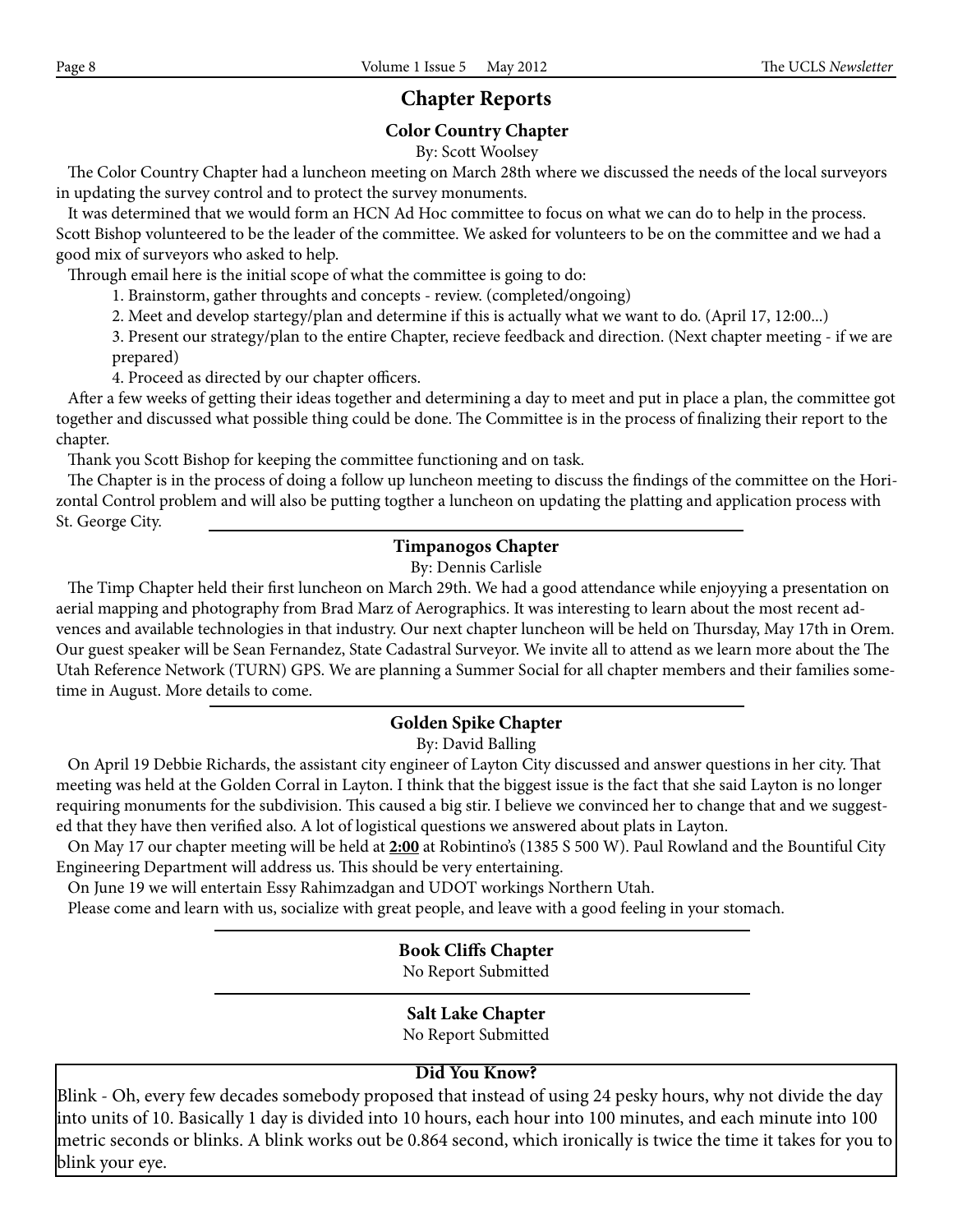# Chapter Reports

## Color Country Chapter

By: Scott Woolsey

The Color Country Chapter had a luncheon meeting on March 28th where we discussed the needs of the local surveyors in updating the survey control and to protect the survey monuments.

It was determined that we would form an HCN Ad Hoc committee to focus on what we can do to help in the process. Scott Bishop volunteered to be the leader of the committee. We asked for volunteers to be on the committee and we had a good mix of surveyors who asked to help.

Through email here is the initial scope of what the committee is going to do:

1. Brainstorm, gather throughts and concepts - review. (completed/ongoing)
2. Meet and develop startegy/plan and determine if this is actually what we want to do. (April 17, 12:00...)
3. Present our strategy/plan to the entire Chapter, recieve feedback and direction. (Next chapter meeting - if we are prepared)
4. Proceed as directed by our chapter officers.

After a few weeks of getting their ideas together and determining a day to meet and put in place a plan, the committee got together and discussed what possible thing could be done. The Committee is in the process of finalizing their report to the chapter.

Thank you Scott Bishop for keeping the committee functioning and on task.

The Chapter is in the process of doing a follow up luncheon meeting to discuss the findings of the committee on the Horizontal Control problem and will also be putting togther a luncheon on updating the platting and application process with St. George City.

---

## Timpanogos Chapter

By: Dennis Carlisle

The Timp Chapter held their first luncheon on March 29th. We had a good attendance while enjoyying a presentation on aerial mapping and photography from Brad Marz of Aerographics. It was interesting to learn about the most recent advences and available technologies in that industry. Our next chapter luncheon will be held on Thursday, May 17th in Orem. Our guest speaker will be Sean Fernandez, State Cadastral Surveyor. We invite all to attend as we learn more about the The Utah Reference Network (TURN) GPS. We are planning a Summer Social for all chapter members and their families sometime in August. More details to come.

---

## Golden Spike Chapter

By: David Balling

On April 19 Debbie Richards, the assistant city engineer of Layton City discussed and answer questions in her city. That meeting was held at the Golden Corral in Layton. I think that the biggest issue is the fact that she said Layton is no longer requiring monuments for the subdivision. This caused a big stir. I believe we convinced her to change that and we suggested that they have then verified also. A lot of logistical questions we answered about plats in Layton.

On May 17 our chapter meeting will be held at **2:00** at Robintino's (1385 S 500 W). Paul Rowland and the Bountiful City Engineering Department will address us. This should be very entertaining.

On June 19 we will entertain Essy Rahimzadgan and UDOT workings Northern Utah.

Please come and learn with us, socialize with great people, and leave with a good feeling in your stomach.

---

## Book Cliffs Chapter

No Report Submitted

---

## Salt Lake Chapter

No Report Submitted

---

### Did You Know?

Blink - Oh, every few decades somebody proposed that instead of using 24 pesky hours, why not divide the day into units of 10. Basically 1 day is divided into 10 hours, each hour into 100 minutes, and each minute into 100 metric seconds or blinks. A blink works out be 0.864 second, which ironically is twice the time it takes for you to blink your eye.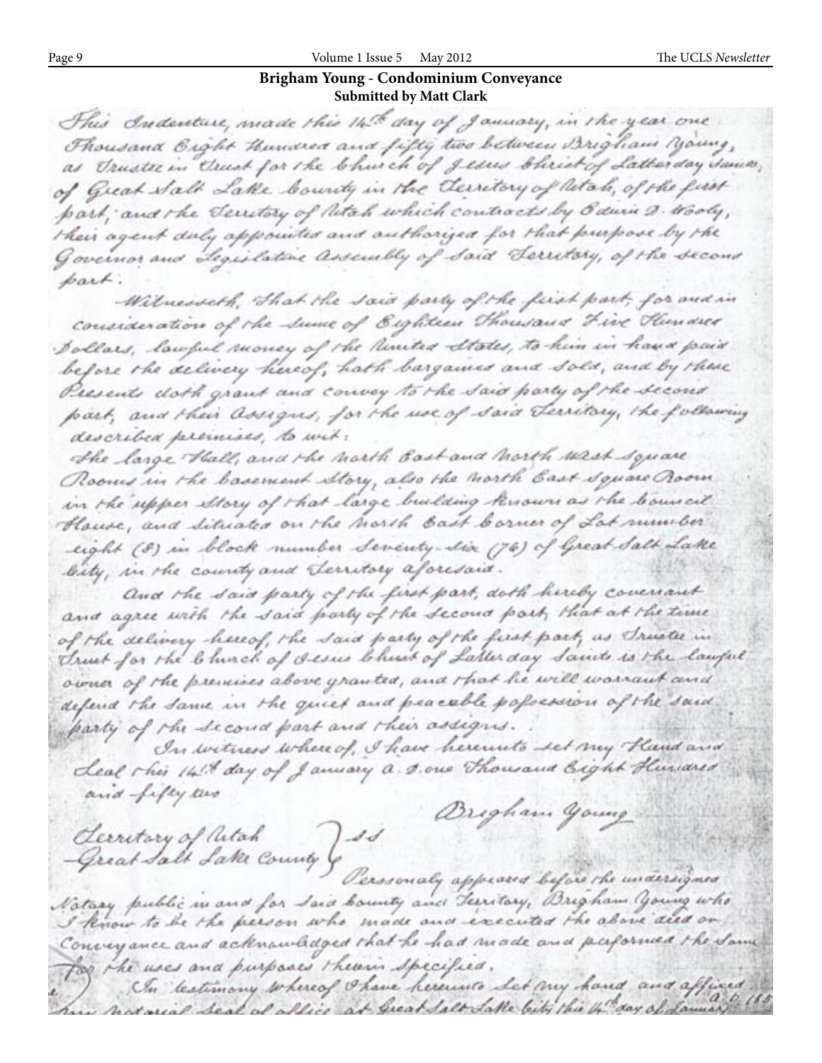## Brigham Young - Condominium Conveyance

**Submitted by Matt Clark**

This Indenture, made this 14th day of January, in the year one Thousand Eight Hundred and fifty two between Brigham Young, as Trustee in Trust for the Church of Jesus Christ of Latterday Saints, of Great Salt Lake County in the Territory of Utah, of the first part; and the Territory of Utah which contracts by Edwin D. Wooly, their agent duly appointed and authorized for that purpose by the Governor and Legislative Assembly of said Territory, of the second part:

Witnesseth, That the said party of the first part, for and in consideration of the sum of Eighteen Thousand Five Hundred Dollars, lawful money of the United States, to him in hand paid before the delivery hereof, hath bargained and sold, and by these Presents doth grant and convey to the said party of the second part, and their Assigns, for the use of said Territory, the following described premises, to wit:

The large Hall, and the North East and North West Square Rooms in the basement story, also the North East Square Room in the upper story of that large building known as the Council House, and situated on the North East Corner of Lot number eight (8) in block number Seventy-six (76) of Great Salt Lake City, in the county and Territory aforesaid.

And the said party of the first part, doth hereby covenant and agree with the said party of the second part, that at the time of the delivery hereof, the said party of the first part, as Trustee in Trust for the Church of Jesus Christ of Latter day Saints is the lawful owner of the premises above granted, and that he will warrant and defend the same in the quiet and peaceable possession of the said party of the second part and their assigns.

In witness whereof, I have hereunto set my Hand and Seal this 14th day of January A.D. one Thousand Eight Hundred and fifty two

Brigham Young

Territory of Utah }
Great Salt Lake County } ss

Personally appeared before the undersigned Notary public in and for said County and Territory, Brigham Young who I know to be the person who made and executed the above deed or Conveyance and acknowledged that he had made and performed the same for the uses and purposes therein specified.

In testimony whereof I have hereunto set my hand and affixed my notarial seal of office at Great Salt Lake City this 14th day of January A.D. 185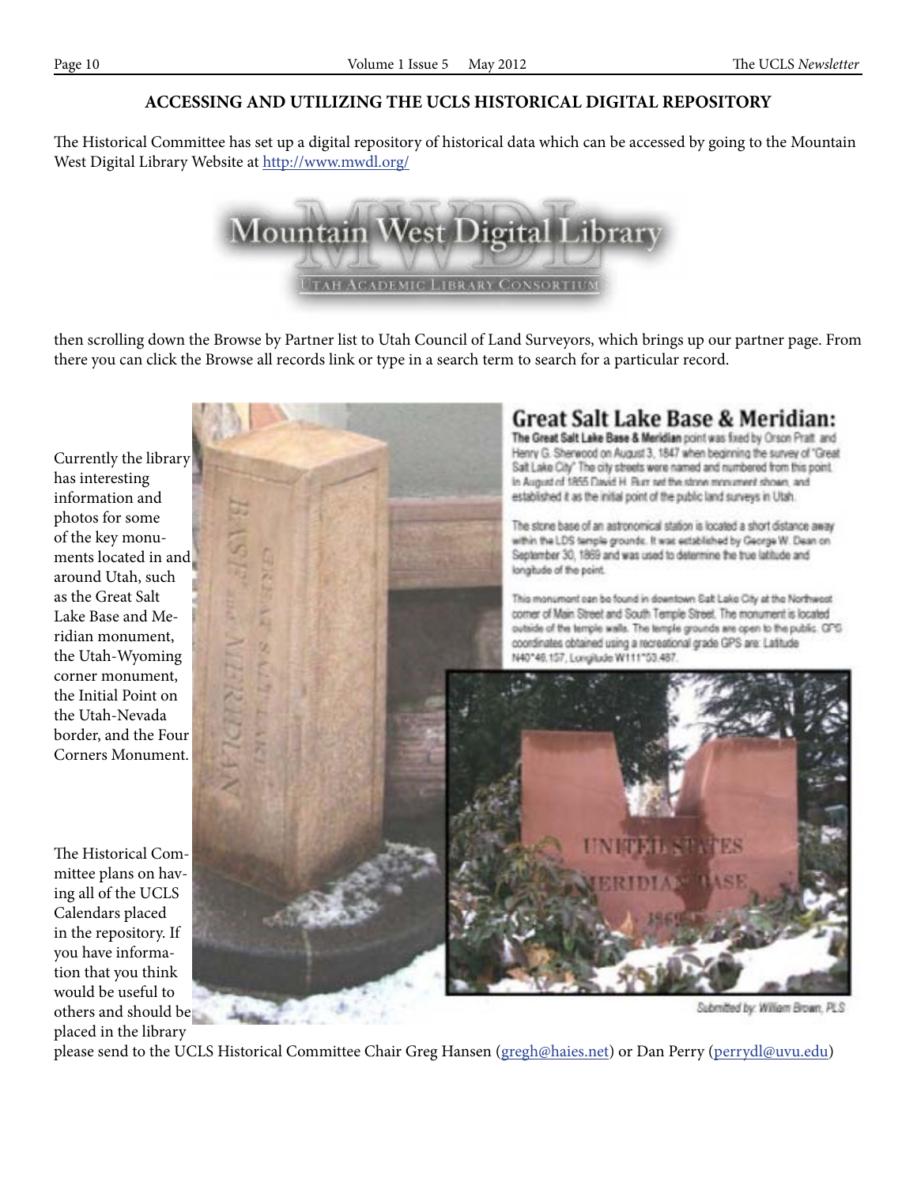## ACCESSING AND UTILIZING THE UCLS HISTORICAL DIGITAL REPOSITORY

The Historical Committee has set up a digital repository of historical data which can be accessed by going to the Mountain West Digital Library Website at http://www.mwdl.org/

Mountain West Digital Library

UTAH ACADEMIC LIBRARY CONSORTIUM

then scrolling down the Browse by Partner list to Utah Council of Land Surveyors, which brings up our partner page. From there you can click the Browse all records link or type in a search term to search for a particular record.

Currently the library has interesting information and photos for some of the key monuments located in and around Utah, such as the Great Salt Lake Base and Meridian monument, the Utah-Wyoming corner monument, the Initial Point on the Utah-Nevada border, and the Four Corners Monument.

### Great Salt Lake Base & Meridian:

**The Great Salt Lake Base & Meridian** point was fixed by Orson Pratt and Henry G. Sherwood on August 3, 1847 when beginning the survey of "Great Salt Lake City" The city streets were named and numbered from this point. In August of 1855 David H. Burr set the stone monument shown, and established it as the initial point of the public land surveys in Utah.

The stone base of an astronomical station is located a short distance away within the LDS temple grounds. It was established by George W. Dean on September 30, 1869 and was used to determine the true latitude and longitude of the point.

This monument can be found in downtown Salt Lake City at the Northwest corner of Main Street and South Temple Street. The monument is located outside of the temple walls. The temple grounds are open to the public. GPS coordinates obtained using a recreational grade GPS are: Latitude N40°46.157, Longitude W111°53.487.

Submitted by: William Brown, PLS

The Historical Committee plans on having all of the UCLS Calendars placed in the repository. If you have information that you think would be useful to others and should be placed in the library please send to the UCLS Historical Committee Chair Greg Hansen (gregh@haies.net) or Dan Perry (perrydl@uvu.edu)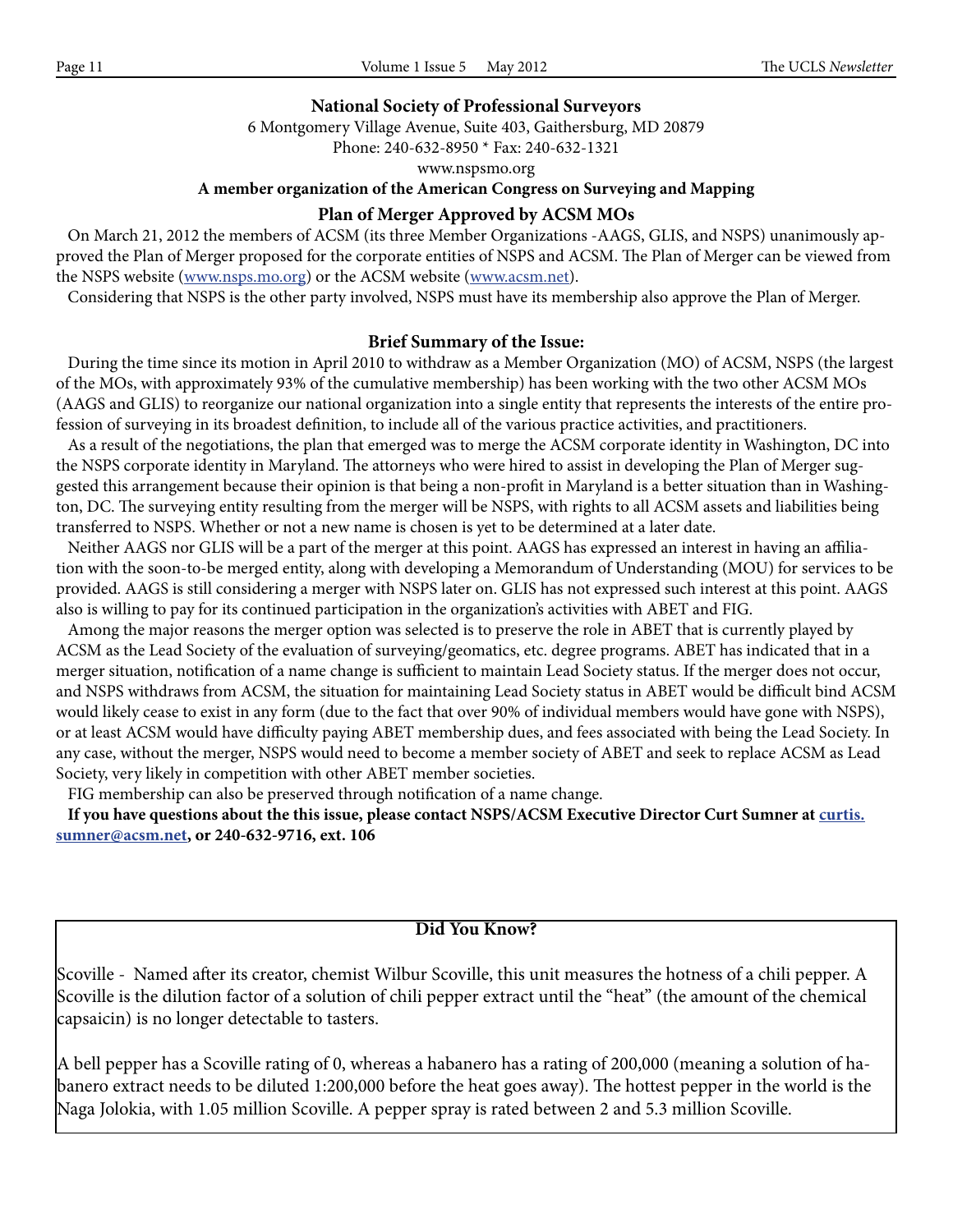## National Society of Professional Surveyors

6 Montgomery Village Avenue, Suite 403, Gaithersburg, MD 20879
Phone: 240-632-8950 * Fax: 240-632-1321
www.nspsmo.org

**A member organization of the American Congress on Surveying and Mapping**

### Plan of Merger Approved by ACSM MOs

On March 21, 2012 the members of ACSM (its three Member Organizations -AAGS, GLIS, and NSPS) unanimously approved the Plan of Merger proposed for the corporate entities of NSPS and ACSM. The Plan of Merger can be viewed from the NSPS website (www.nsps.mo.org) or the ACSM website (www.acsm.net).

Considering that NSPS is the other party involved, NSPS must have its membership also approve the Plan of Merger.

### Brief Summary of the Issue:

During the time since its motion in April 2010 to withdraw as a Member Organization (MO) of ACSM, NSPS (the largest of the MOs, with approximately 93% of the cumulative membership) has been working with the two other ACSM MOs (AAGS and GLIS) to reorganize our national organization into a single entity that represents the interests of the entire profession of surveying in its broadest definition, to include all of the various practice activities, and practitioners.

As a result of the negotiations, the plan that emerged was to merge the ACSM corporate identity in Washington, DC into the NSPS corporate identity in Maryland. The attorneys who were hired to assist in developing the Plan of Merger suggested this arrangement because their opinion is that being a non-profit in Maryland is a better situation than in Washington, DC. The surveying entity resulting from the merger will be NSPS, with rights to all ACSM assets and liabilities being transferred to NSPS. Whether or not a new name is chosen is yet to be determined at a later date.

Neither AAGS nor GLIS will be a part of the merger at this point. AAGS has expressed an interest in having an affiliation with the soon-to-be merged entity, along with developing a Memorandum of Understanding (MOU) for services to be provided. AAGS is still considering a merger with NSPS later on. GLIS has not expressed such interest at this point. AAGS also is willing to pay for its continued participation in the organization's activities with ABET and FIG.

Among the major reasons the merger option was selected is to preserve the role in ABET that is currently played by ACSM as the Lead Society of the evaluation of surveying/geomatics, etc. degree programs. ABET has indicated that in a merger situation, notification of a name change is sufficient to maintain Lead Society status. If the merger does not occur, and NSPS withdraws from ACSM, the situation for maintaining Lead Society status in ABET would be difficult bind ACSM would likely cease to exist in any form (due to the fact that over 90% of individual members would have gone with NSPS), or at least ACSM would have difficulty paying ABET membership dues, and fees associated with being the Lead Society. In any case, without the merger, NSPS would need to become a member society of ABET and seek to replace ACSM as Lead Society, very likely in competition with other ABET member societies.

FIG membership can also be preserved through notification of a name change.

**If you have questions about the this issue, please contact NSPS/ACSM Executive Director Curt Sumner at curtis.sumner@acsm.net, or 240-632-9716, ext. 106**

### Did You Know?

Scoville - Named after its creator, chemist Wilbur Scoville, this unit measures the hotness of a chili pepper. A Scoville is the dilution factor of a solution of chili pepper extract until the "heat" (the amount of the chemical capsaicin) is no longer detectable to tasters.

A bell pepper has a Scoville rating of 0, whereas a habanero has a rating of 200,000 (meaning a solution of habanero extract needs to be diluted 1:200,000 before the heat goes away). The hottest pepper in the world is the Naga Jolokia, with 1.05 million Scoville. A pepper spray is rated between 2 and 5.3 million Scoville.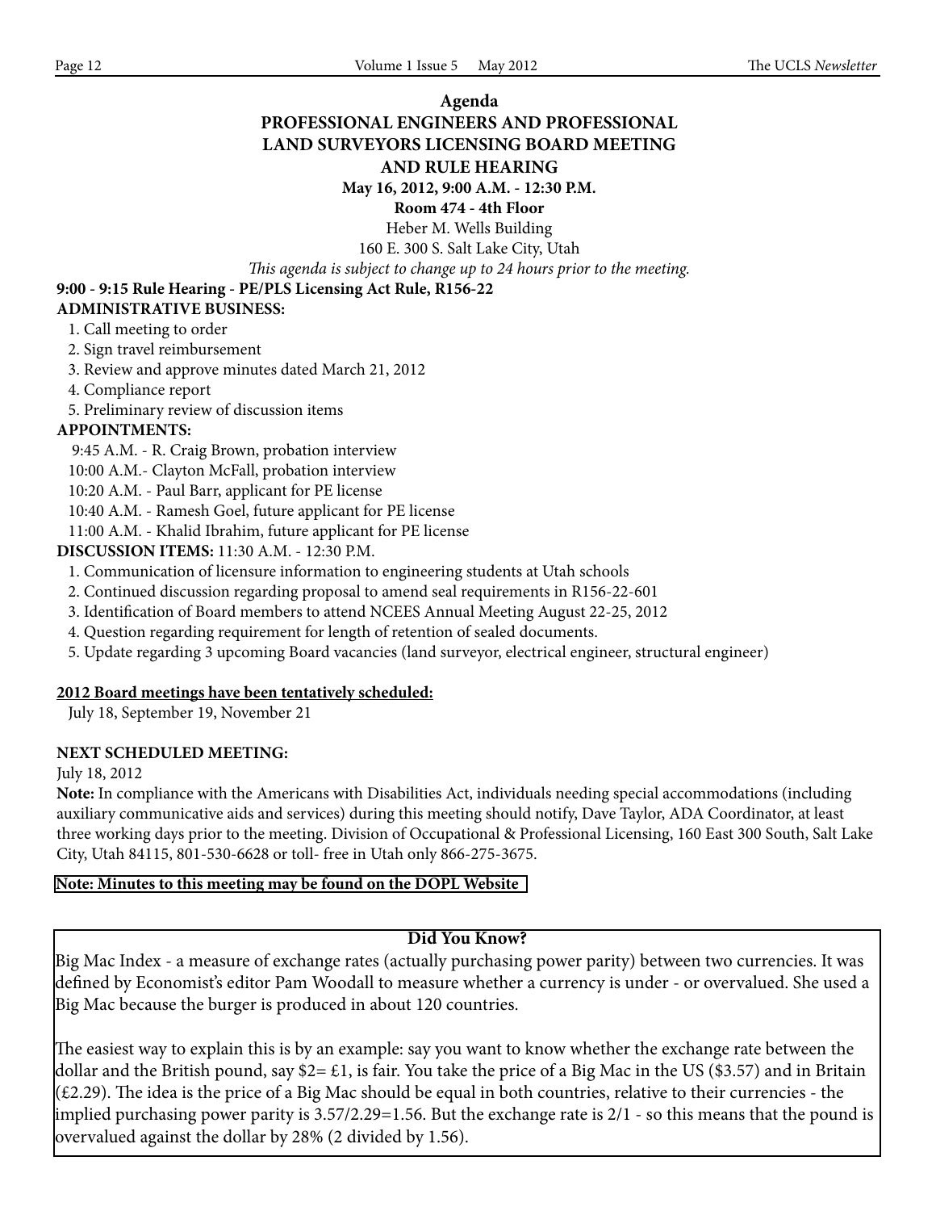# Agenda

## PROFESSIONAL ENGINEERS AND PROFESSIONAL LAND SURVEYORS LICENSING BOARD MEETING AND RULE HEARING

**May 16, 2012, 9:00 A.M. - 12:30 P.M.**

**Room 474 - 4th Floor**

Heber M. Wells Building

160 E. 300 S. Salt Lake City, Utah

*This agenda is subject to change up to 24 hours prior to the meeting.*

**9:00 - 9:15 Rule Hearing - PE/PLS Licensing Act Rule, R156-22**

**ADMINISTRATIVE BUSINESS:**

1. Call meeting to order
2. Sign travel reimbursement
3. Review and approve minutes dated March 21, 2012
4. Compliance report
5. Preliminary review of discussion items

**APPOINTMENTS:**

9:45 A.M. - R. Craig Brown, probation interview
10:00 A.M.- Clayton McFall, probation interview
10:20 A.M. - Paul Barr, applicant for PE license
10:40 A.M. - Ramesh Goel, future applicant for PE license
11:00 A.M. - Khalid Ibrahim, future applicant for PE license

**DISCUSSION ITEMS:** 11:30 A.M. - 12:30 P.M.

1. Communication of licensure information to engineering students at Utah schools
2. Continued discussion regarding proposal to amend seal requirements in R156-22-601
3. Identification of Board members to attend NCEES Annual Meeting August 22-25, 2012
4. Question regarding requirement for length of retention of sealed documents.
5. Update regarding 3 upcoming Board vacancies (land surveyor, electrical engineer, structural engineer)

**2012 Board meetings have been tentatively scheduled:**

July 18, September 19, November 21

**NEXT SCHEDULED MEETING:**

July 18, 2012

**Note:** In compliance with the Americans with Disabilities Act, individuals needing special accommodations (including auxiliary communicative aids and services) during this meeting should notify, Dave Taylor, ADA Coordinator, at least three working days prior to the meeting. Division of Occupational & Professional Licensing, 160 East 300 South, Salt Lake City, Utah 84115, 801-530-6628 or toll- free in Utah only 866-275-3675.

**Note: Minutes to this meeting may be found on the DOPL Website**

### Did You Know?

Big Mac Index - a measure of exchange rates (actually purchasing power parity) between two currencies. It was defined by Economist's editor Pam Woodall to measure whether a currency is under - or overvalued. She used a Big Mac because the burger is produced in about 120 countries.

The easiest way to explain this is by an example: say you want to know whether the exchange rate between the dollar and the British pound, say $2= £1, is fair. You take the price of a Big Mac in the US ($3.57) and in Britain (£2.29). The idea is the price of a Big Mac should be equal in both countries, relative to their currencies - the implied purchasing power parity is 3.57/2.29=1.56. But the exchange rate is 2/1 - so this means that the pound is overvalued against the dollar by 28% (2 divided by 1.56).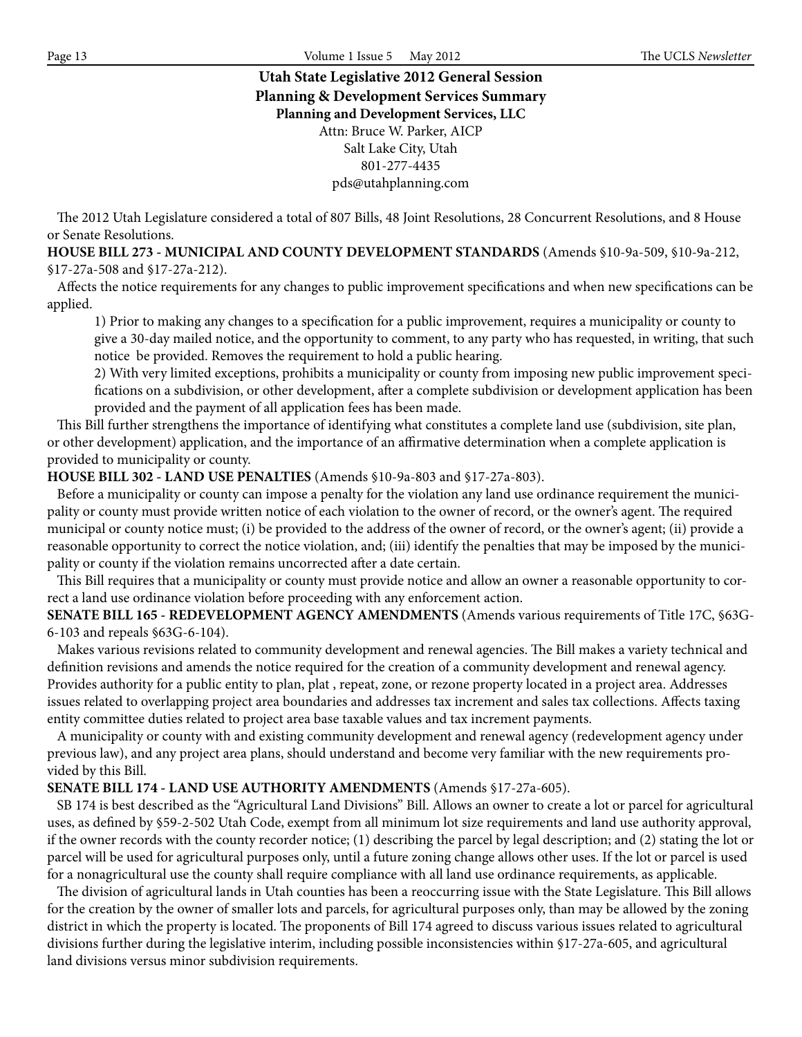**Utah State Legislative 2012 General Session**
**Planning & Development Services Summary**
**Planning and Development Services, LLC**
Attn: Bruce W. Parker, AICP
Salt Lake City, Utah
801-277-4435
pds@utahplanning.com

The 2012 Utah Legislature considered a total of 807 Bills, 48 Joint Resolutions, 28 Concurrent Resolutions, and 8 House or Senate Resolutions.

**HOUSE BILL 273 - MUNICIPAL AND COUNTY DEVELOPMENT STANDARDS** (Amends §10-9a-509, §10-9a-212, §17-27a-508 and §17-27a-212).

Affects the notice requirements for any changes to public improvement specifications and when new specifications can be applied.

1) Prior to making any changes to a specification for a public improvement, requires a municipality or county to give a 30-day mailed notice, and the opportunity to comment, to any party who has requested, in writing, that such notice be provided. Removes the requirement to hold a public hearing.

2) With very limited exceptions, prohibits a municipality or county from imposing new public improvement specifications on a subdivision, or other development, after a complete subdivision or development application has been provided and the payment of all application fees has been made.

This Bill further strengthens the importance of identifying what constitutes a complete land use (subdivision, site plan, or other development) application, and the importance of an affirmative determination when a complete application is provided to municipality or county.

**HOUSE BILL 302 - LAND USE PENALTIES** (Amends §10-9a-803 and §17-27a-803).

Before a municipality or county can impose a penalty for the violation any land use ordinance requirement the municipality or county must provide written notice of each violation to the owner of record, or the owner's agent. The required municipal or county notice must; (i) be provided to the address of the owner of record, or the owner's agent; (ii) provide a reasonable opportunity to correct the notice violation, and; (iii) identify the penalties that may be imposed by the municipality or county if the violation remains uncorrected after a date certain.

This Bill requires that a municipality or county must provide notice and allow an owner a reasonable opportunity to correct a land use ordinance violation before proceeding with any enforcement action.

**SENATE BILL 165 - REDEVELOPMENT AGENCY AMENDMENTS** (Amends various requirements of Title 17C, §63G-6-103 and repeals §63G-6-104).

Makes various revisions related to community development and renewal agencies. The Bill makes a variety technical and definition revisions and amends the notice required for the creation of a community development and renewal agency. Provides authority for a public entity to plan, plat , repeat, zone, or rezone property located in a project area. Addresses issues related to overlapping project area boundaries and addresses tax increment and sales tax collections. Affects taxing entity committee duties related to project area base taxable values and tax increment payments.

A municipality or county with and existing community development and renewal agency (redevelopment agency under previous law), and any project area plans, should understand and become very familiar with the new requirements provided by this Bill.

**SENATE BILL 174 - LAND USE AUTHORITY AMENDMENTS** (Amends §17-27a-605).

SB 174 is best described as the "Agricultural Land Divisions" Bill. Allows an owner to create a lot or parcel for agricultural uses, as defined by §59-2-502 Utah Code, exempt from all minimum lot size requirements and land use authority approval, if the owner records with the county recorder notice; (1) describing the parcel by legal description; and (2) stating the lot or parcel will be used for agricultural purposes only, until a future zoning change allows other uses. If the lot or parcel is used for a nonagricultural use the county shall require compliance with all land use ordinance requirements, as applicable.

The division of agricultural lands in Utah counties has been a reoccurring issue with the State Legislature. This Bill allows for the creation by the owner of smaller lots and parcels, for agricultural purposes only, than may be allowed by the zoning district in which the property is located. The proponents of Bill 174 agreed to discuss various issues related to agricultural divisions further during the legislative interim, including possible inconsistencies within §17-27a-605, and agricultural land divisions versus minor subdivision requirements.